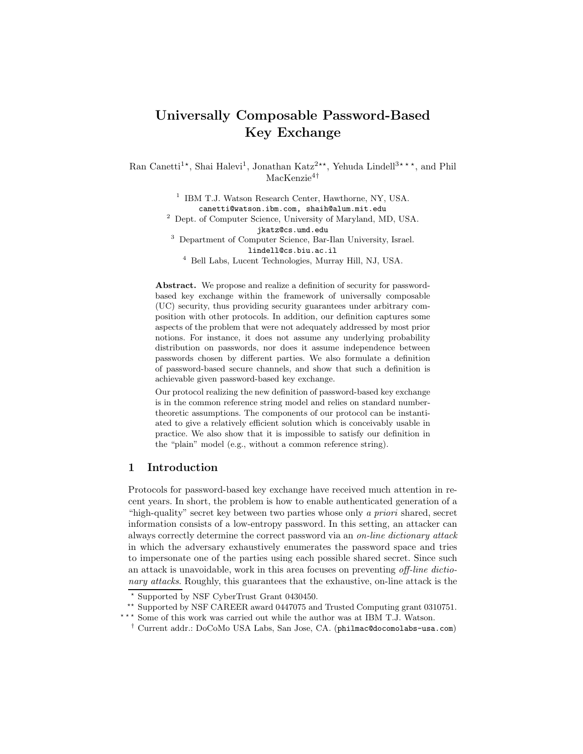# Universally Composable Password-Based Key Exchange

Ran Canetti[1,⋆], Shai Halevi[1], Jonathan Katz[2,⋆⋆], Yehuda Lindell[3,⋆⋆⋆], and Phil MacKenzie[4,†]

[1] IBM T.J. Watson Research Center, Hawthorne, NY, USA.
canetti@watson.ibm.com, shaih@alum.mit.edu

[2] Dept. of Computer Science, University of Maryland, MD, USA.
jkatz@cs.umd.edu

[3] Department of Computer Science, Bar-Ilan University, Israel.
lindell@cs.biu.ac.il

[4] Bell Labs, Lucent Technologies, Murray Hill, NJ, USA.

**Abstract.** We propose and realize a definition of security for password-based key exchange within the framework of universally composable (UC) security, thus providing security guarantees under arbitrary composition with other protocols. In addition, our definition captures some aspects of the problem that were not adequately addressed by most prior notions. For instance, it does not assume any underlying probability distribution on passwords, nor does it assume independence between passwords chosen by different parties. We also formulate a definition of password-based secure channels, and show that such a definition is achievable given password-based key exchange.

Our protocol realizing the new definition of password-based key exchange is in the common reference string model and relies on standard number-theoretic assumptions. The components of our protocol can be instantiated to give a relatively efficient solution which is conceivably usable in practice. We also show that it is impossible to satisfy our definition in the "plain" model (e.g., without a common reference string).

## 1 Introduction

Protocols for password-based key exchange have received much attention in recent years. In short, the problem is how to enable authenticated generation of a "high-quality" secret key between two parties whose only *a priori* shared, secret information consists of a low-entropy password. In this setting, an attacker can always correctly determine the correct password via an *on-line dictionary attack* in which the adversary exhaustively enumerates the password space and tries to impersonate one of the parties using each possible shared secret. Since such an attack is unavoidable, work in this area focuses on preventing *off-line dictionary attacks*. Roughly, this guarantees that the exhaustive, on-line attack is the

⋆ Supported by NSF CyberTrust Grant 0430450.

⋆⋆ Supported by NSF CAREER award 0447075 and Trusted Computing grant 0310751.

⋆⋆⋆ Some of this work was carried out while the author was at IBM T.J. Watson.

† Current addr.: DoCoMo USA Labs, San Jose, CA. (philmac@docomolabs-usa.com)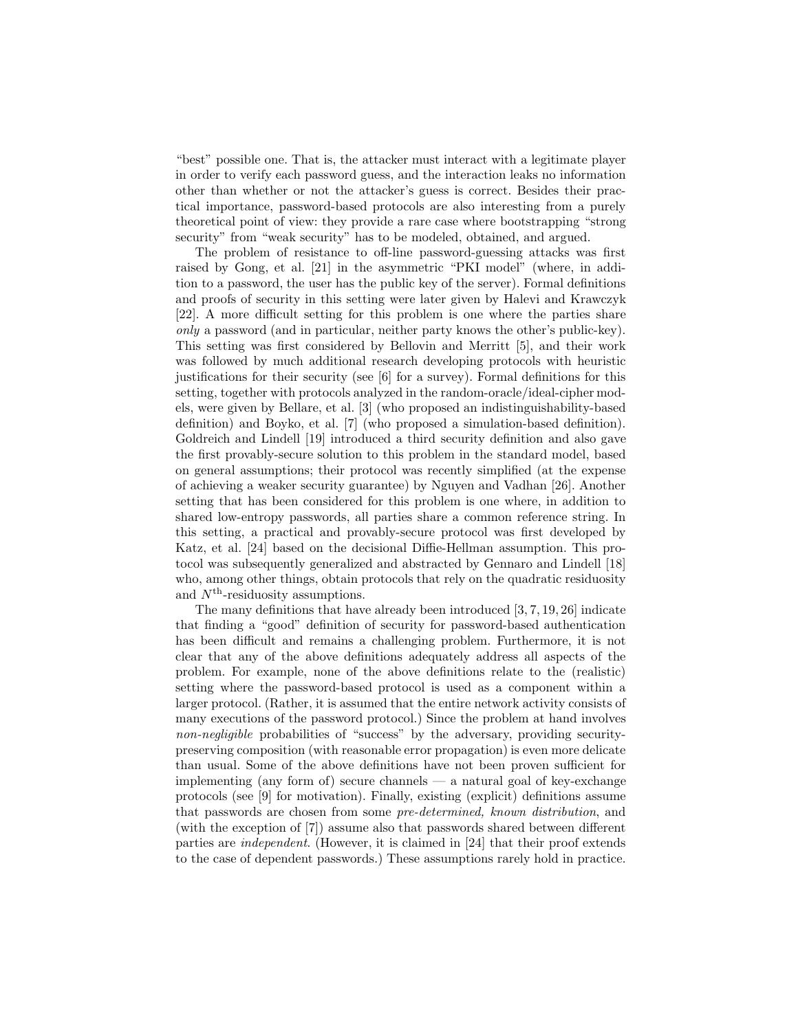"best" possible one. That is, the attacker must interact with a legitimate player in order to verify each password guess, and the interaction leaks no information other than whether or not the attacker's guess is correct. Besides their practical importance, password-based protocols are also interesting from a purely theoretical point of view: they provide a rare case where bootstrapping "strong security" from "weak security" has to be modeled, obtained, and argued.

The problem of resistance to off-line password-guessing attacks was first raised by Gong, et al. [21] in the asymmetric "PKI model" (where, in addition to a password, the user has the public key of the server). Formal definitions and proofs of security in this setting were later given by Halevi and Krawczyk [22]. A more difficult setting for this problem is one where the parties share *only* a password (and in particular, neither party knows the other's public-key). This setting was first considered by Bellovin and Merritt [5], and their work was followed by much additional research developing protocols with heuristic justifications for their security (see [6] for a survey). Formal definitions for this setting, together with protocols analyzed in the random-oracle/ideal-cipher models, were given by Bellare, et al. [3] (who proposed an indistinguishability-based definition) and Boyko, et al. [7] (who proposed a simulation-based definition). Goldreich and Lindell [19] introduced a third security definition and also gave the first provably-secure solution to this problem in the standard model, based on general assumptions; their protocol was recently simplified (at the expense of achieving a weaker security guarantee) by Nguyen and Vadhan [26]. Another setting that has been considered for this problem is one where, in addition to shared low-entropy passwords, all parties share a common reference string. In this setting, a practical and provably-secure protocol was first developed by Katz, et al. [24] based on the decisional Diffie-Hellman assumption. This protocol was subsequently generalized and abstracted by Gennaro and Lindell [18] who, among other things, obtain protocols that rely on the quadratic residuosity and $N^{\text{th}}$-residuosity assumptions.

The many definitions that have already been introduced [3, 7, 19, 26] indicate that finding a "good" definition of security for password-based authentication has been difficult and remains a challenging problem. Furthermore, it is not clear that any of the above definitions adequately address all aspects of the problem. For example, none of the above definitions relate to the (realistic) setting where the password-based protocol is used as a component within a larger protocol. (Rather, it is assumed that the entire network activity consists of many executions of the password protocol.) Since the problem at hand involves *non-negligible* probabilities of "success" by the adversary, providing security-preserving composition (with reasonable error propagation) is even more delicate than usual. Some of the above definitions have not been proven sufficient for implementing (any form of) secure channels — a natural goal of key-exchange protocols (see [9] for motivation). Finally, existing (explicit) definitions assume that passwords are chosen from some *pre-determined, known distribution*, and (with the exception of [7]) assume also that passwords shared between different parties are *independent*. (However, it is claimed in [24] that their proof extends to the case of dependent passwords.) These assumptions rarely hold in practice.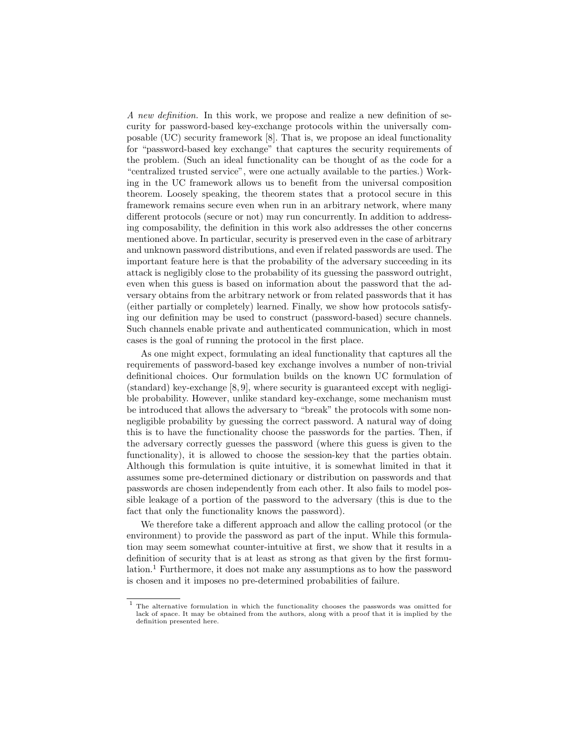*A new definition.* In this work, we propose and realize a new definition of security for password-based key-exchange protocols within the universally composable (UC) security framework [8]. That is, we propose an ideal functionality for "password-based key exchange" that captures the security requirements of the problem. (Such an ideal functionality can be thought of as the code for a "centralized trusted service", were one actually available to the parties.) Working in the UC framework allows us to benefit from the universal composition theorem. Loosely speaking, the theorem states that a protocol secure in this framework remains secure even when run in an arbitrary network, where many different protocols (secure or not) may run concurrently. In addition to addressing composability, the definition in this work also addresses the other concerns mentioned above. In particular, security is preserved even in the case of arbitrary and unknown password distributions, and even if related passwords are used. The important feature here is that the probability of the adversary succeeding in its attack is negligibly close to the probability of its guessing the password outright, even when this guess is based on information about the password that the adversary obtains from the arbitrary network or from related passwords that it has (either partially or completely) learned. Finally, we show how protocols satisfying our definition may be used to construct (password-based) secure channels. Such channels enable private and authenticated communication, which in most cases is the goal of running the protocol in the first place.

As one might expect, formulating an ideal functionality that captures all the requirements of password-based key exchange involves a number of non-trivial definitional choices. Our formulation builds on the known UC formulation of (standard) key-exchange [8, 9], where security is guaranteed except with negligible probability. However, unlike standard key-exchange, some mechanism must be introduced that allows the adversary to "break" the protocols with some non-negligible probability by guessing the correct password. A natural way of doing this is to have the functionality choose the passwords for the parties. Then, if the adversary correctly guesses the password (where this guess is given to the functionality), it is allowed to choose the session-key that the parties obtain. Although this formulation is quite intuitive, it is somewhat limited in that it assumes some pre-determined dictionary or distribution on passwords and that passwords are chosen independently from each other. It also fails to model possible leakage of a portion of the password to the adversary (this is due to the fact that only the functionality knows the password).

We therefore take a different approach and allow the calling protocol (or the environment) to provide the password as part of the input. While this formulation may seem somewhat counter-intuitive at first, we show that it results in a definition of security that is at least as strong as that given by the first formulation.[1] Furthermore, it does not make any assumptions as to how the password is chosen and it imposes no pre-determined probabilities of failure.

[1] The alternative formulation in which the functionality chooses the passwords was omitted for lack of space. It may be obtained from the authors, along with a proof that it is implied by the definition presented here.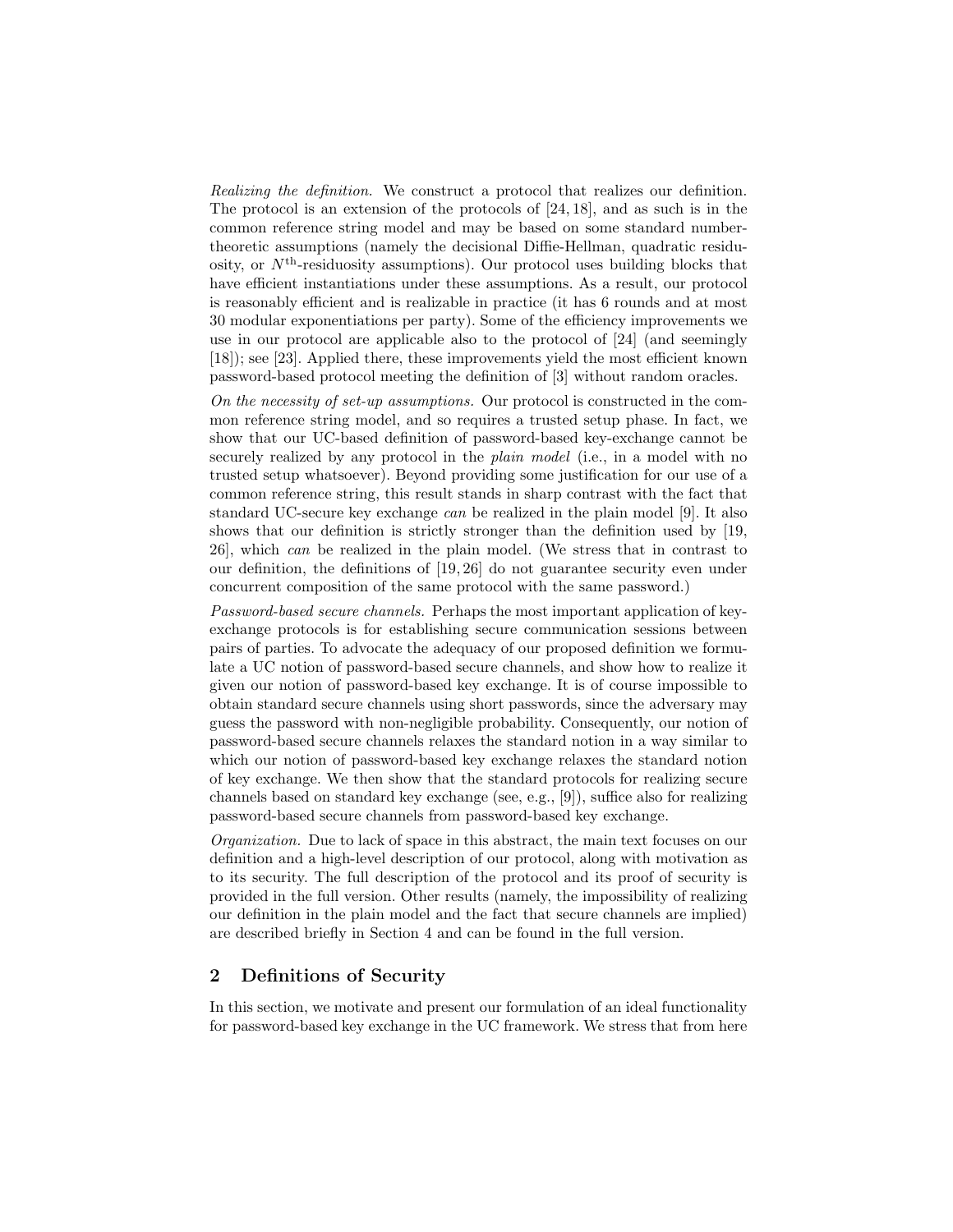*Realizing the definition.* We construct a protocol that realizes our definition. The protocol is an extension of the protocols of [24, 18], and as such is in the common reference string model and may be based on some standard number-theoretic assumptions (namely the decisional Diffie-Hellman, quadratic residuosity, or $N^{\text{th}}$-residuosity assumptions). Our protocol uses building blocks that have efficient instantiations under these assumptions. As a result, our protocol is reasonably efficient and is realizable in practice (it has 6 rounds and at most 30 modular exponentiations per party). Some of the efficiency improvements we use in our protocol are applicable also to the protocol of [24] (and seemingly [18]); see [23]. Applied there, these improvements yield the most efficient known password-based protocol meeting the definition of [3] without random oracles.

*On the necessity of set-up assumptions.* Our protocol is constructed in the common reference string model, and so requires a trusted setup phase. In fact, we show that our UC-based definition of password-based key-exchange cannot be securely realized by any protocol in the *plain model* (i.e., in a model with no trusted setup whatsoever). Beyond providing some justification for our use of a common reference string, this result stands in sharp contrast with the fact that standard UC-secure key exchange *can* be realized in the plain model [9]. It also shows that our definition is strictly stronger than the definition used by [19, 26], which *can* be realized in the plain model. (We stress that in contrast to our definition, the definitions of [19, 26] do not guarantee security even under concurrent composition of the same protocol with the same password.)

*Password-based secure channels.* Perhaps the most important application of key-exchange protocols is for establishing secure communication sessions between pairs of parties. To advocate the adequacy of our proposed definition we formulate a UC notion of password-based secure channels, and show how to realize it given our notion of password-based key exchange. It is of course impossible to obtain standard secure channels using short passwords, since the adversary may guess the password with non-negligible probability. Consequently, our notion of password-based secure channels relaxes the standard notion in a way similar to which our notion of password-based key exchange relaxes the standard notion of key exchange. We then show that the standard protocols for realizing secure channels based on standard key exchange (see, e.g., [9]), suffice also for realizing password-based secure channels from password-based key exchange.

*Organization.* Due to lack of space in this abstract, the main text focuses on our definition and a high-level description of our protocol, along with motivation as to its security. The full description of the protocol and its proof of security is provided in the full version. Other results (namely, the impossibility of realizing our definition in the plain model and the fact that secure channels are implied) are described briefly in Section 4 and can be found in the full version.

## 2 Definitions of Security

In this section, we motivate and present our formulation of an ideal functionality for password-based key exchange in the UC framework. We stress that from here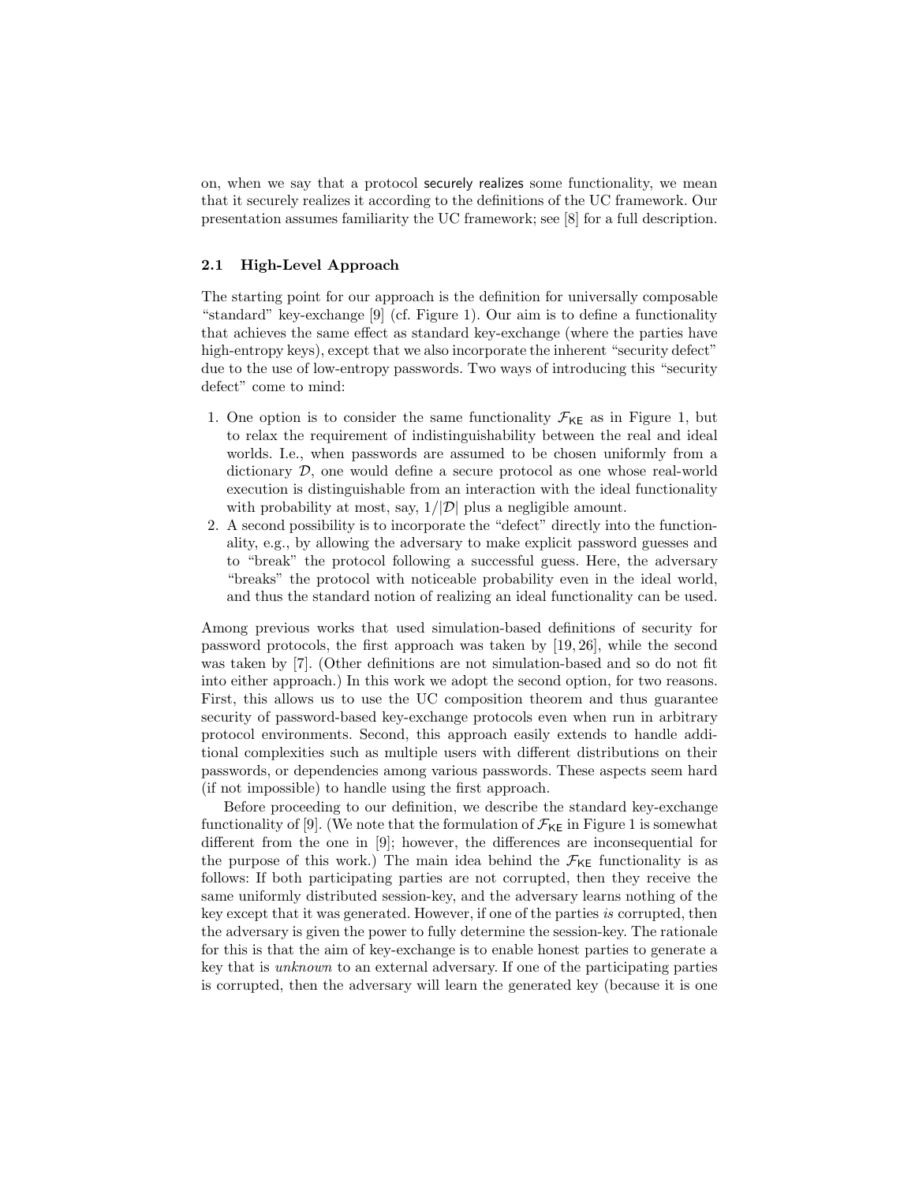on, when we say that a protocol securely realizes some functionality, we mean that it securely realizes it according to the definitions of the UC framework. Our presentation assumes familiarity the UC framework; see [8] for a full description.

### 2.1 High-Level Approach

The starting point for our approach is the definition for universally composable "standard" key-exchange [9] (cf. Figure 1). Our aim is to define a functionality that achieves the same effect as standard key-exchange (where the parties have high-entropy keys), except that we also incorporate the inherent "security defect" due to the use of low-entropy passwords. Two ways of introducing this "security defect" come to mind:

1. One option is to consider the same functionality $\mathcal{F}_{\mathsf{KE}}$ as in Figure 1, but to relax the requirement of indistinguishability between the real and ideal worlds. I.e., when passwords are assumed to be chosen uniformly from a dictionary $\mathcal{D}$, one would define a secure protocol as one whose real-world execution is distinguishable from an interaction with the ideal functionality with probability at most, say, $1/|\mathcal{D}|$ plus a negligible amount.
2. A second possibility is to incorporate the "defect" directly into the functionality, e.g., by allowing the adversary to make explicit password guesses and to "break" the protocol following a successful guess. Here, the adversary "breaks" the protocol with noticeable probability even in the ideal world, and thus the standard notion of realizing an ideal functionality can be used.

Among previous works that used simulation-based definitions of security for password protocols, the first approach was taken by [19, 26], while the second was taken by [7]. (Other definitions are not simulation-based and so do not fit into either approach.) In this work we adopt the second option, for two reasons. First, this allows us to use the UC composition theorem and thus guarantee security of password-based key-exchange protocols even when run in arbitrary protocol environments. Second, this approach easily extends to handle additional complexities such as multiple users with different distributions on their passwords, or dependencies among various passwords. These aspects seem hard (if not impossible) to handle using the first approach.

Before proceeding to our definition, we describe the standard key-exchange functionality of [9]. (We note that the formulation of $\mathcal{F}_{\mathsf{KE}}$ in Figure 1 is somewhat different from the one in [9]; however, the differences are inconsequential for the purpose of this work.) The main idea behind the $\mathcal{F}_{\mathsf{KE}}$ functionality is as follows: If both participating parties are not corrupted, then they receive the same uniformly distributed session-key, and the adversary learns nothing of the key except that it was generated. However, if one of the parties *is* corrupted, then the adversary is given the power to fully determine the session-key. The rationale for this is that the aim of key-exchange is to enable honest parties to generate a key that is *unknown* to an external adversary. If one of the participating parties is corrupted, then the adversary will learn the generated key (because it is one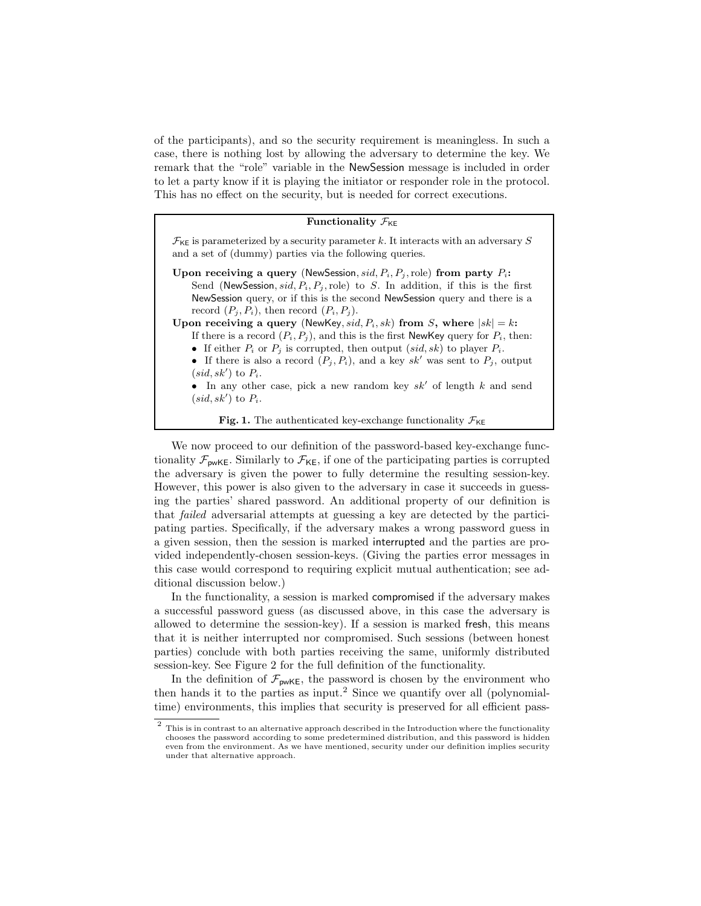of the participants), and so the security requirement is meaningless. In such a case, there is nothing lost by allowing the adversary to determine the key. We remark that the "role" variable in the NewSession message is included in order to let a party know if it is playing the initiator or responder role in the protocol. This has no effect on the security, but is needed for correct executions.

---

**Functionality $\mathcal{F}_{\mathsf{KE}}$**

$\mathcal{F}_{\mathsf{KE}}$ is parameterized by a security parameter $k$. It interacts with an adversary $S$ and a set of (dummy) parties via the following queries.

**Upon receiving a query** ($\mathsf{NewSession}, sid, P_i, P_j, \text{role}$) **from party** $P_i$**:**
Send ($\mathsf{NewSession}, sid, P_i, P_j, \text{role}$) to $S$. In addition, if this is the first NewSession query, or if this is the second NewSession query and there is a record $(P_j, P_i)$, then record $(P_i, P_j)$.

**Upon receiving a query** ($\mathsf{NewKey}, sid, P_i, sk$) **from** $S$**, where** $|sk| = k$**:**
If there is a record $(P_i, P_j)$, and this is the first NewKey query for $P_i$, then:

- If either $P_i$ or $P_j$ is corrupted, then output $(sid, sk)$ to player $P_i$.
- If there is also a record $(P_j, P_i)$, and a key $sk'$ was sent to $P_j$, output $(sid, sk')$ to $P_i$.
- In any other case, pick a new random key $sk'$ of length $k$ and send $(sid, sk')$ to $P_i$.

**Fig. 1.** The authenticated key-exchange functionality $\mathcal{F}_{\mathsf{KE}}$

---

We now proceed to our definition of the password-based key-exchange functionality $\mathcal{F}_{\mathsf{pwKE}}$. Similarly to $\mathcal{F}_{\mathsf{KE}}$, if one of the participating parties is corrupted the adversary is given the power to fully determine the resulting session-key. However, this power is also given to the adversary in case it succeeds in guessing the parties' shared password. An additional property of our definition is that *failed* adversarial attempts at guessing a key are detected by the participating parties. Specifically, if the adversary makes a wrong password guess in a given session, then the session is marked interrupted and the parties are provided independently-chosen session-keys. (Giving the parties error messages in this case would correspond to requiring explicit mutual authentication; see additional discussion below.)

In the functionality, a session is marked compromised if the adversary makes a successful password guess (as discussed above, in this case the adversary is allowed to determine the session-key). If a session is marked fresh, this means that it is neither interrupted nor compromised. Such sessions (between honest parties) conclude with both parties receiving the same, uniformly distributed session-key. See Figure 2 for the full definition of the functionality.

In the definition of $\mathcal{F}_{\mathsf{pwKE}}$, the password is chosen by the environment who then hands it to the parties as input.[2] Since we quantify over all (polynomial-time) environments, this implies that security is preserved for all efficient pass-

[2] This is in contrast to an alternative approach described in the Introduction where the functionality chooses the password according to some predetermined distribution, and this password is hidden even from the environment. As we have mentioned, security under our definition implies security under that alternative approach.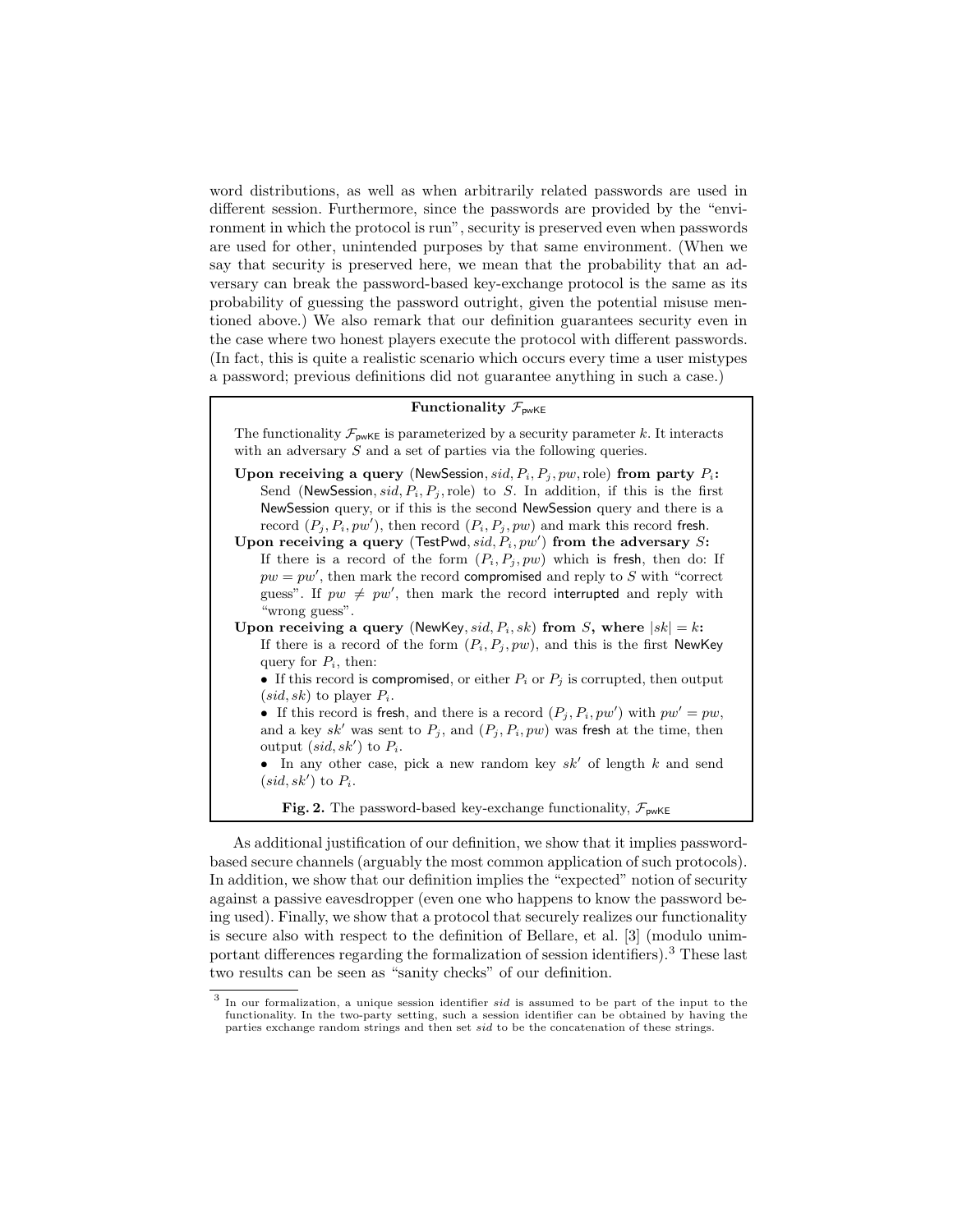word distributions, as well as when arbitrarily related passwords are used in different session. Furthermore, since the passwords are provided by the "environment in which the protocol is run", security is preserved even when passwords are used for other, unintended purposes by that same environment. (When we say that security is preserved here, we mean that the probability that an adversary can break the password-based key-exchange protocol is the same as its probability of guessing the password outright, given the potential misuse mentioned above.) We also remark that our definition guarantees security even in the case where two honest players execute the protocol with different passwords. (In fact, this is quite a realistic scenario which occurs every time a user mistypes a password; previous definitions did not guarantee anything in such a case.)

---

**Functionality $\mathcal{F}_{\mathsf{pwKE}}$**

The functionality $\mathcal{F}_{\mathsf{pwKE}}$ is parameterized by a security parameter $k$. It interacts with an adversary $S$ and a set of parties via the following queries.

**Upon receiving a query** ($\mathsf{NewSession}, sid, P_i, P_j, pw, \text{role}$) **from party** $P_i$**:**
Send ($\mathsf{NewSession}, sid, P_i, P_j, \text{role}$) to $S$. In addition, if this is the first $\mathsf{NewSession}$ query, or if this is the second $\mathsf{NewSession}$ query and there is a record $(P_j, P_i, pw')$, then record $(P_i, P_j, pw)$ and mark this record $\mathsf{fresh}$.

**Upon receiving a query** ($\mathsf{TestPwd}, sid, P_i, pw'$) **from the adversary** $S$**:**
If there is a record of the form $(P_i, P_j, pw)$ which is $\mathsf{fresh}$, then do: If $pw = pw'$, then mark the record $\mathsf{compromised}$ and reply to $S$ with "correct guess". If $pw \neq pw'$, then mark the record $\mathsf{interrupted}$ and reply with "wrong guess".

**Upon receiving a query** ($\mathsf{NewKey}, sid, P_i, sk$) **from** $S$**, where** $|sk| = k$**:**
If there is a record of the form $(P_i, P_j, pw)$, and this is the first $\mathsf{NewKey}$ query for $P_i$, then:

- If this record is $\mathsf{compromised}$, or either $P_i$ or $P_j$ is corrupted, then output $(sid, sk)$ to player $P_i$.
- If this record is $\mathsf{fresh}$, and there is a record $(P_j, P_i, pw')$ with $pw' = pw$, and a key $sk'$ was sent to $P_j$, and $(P_j, P_i, pw)$ was $\mathsf{fresh}$ at the time, then output $(sid, sk')$ to $P_i$.
- In any other case, pick a new random key $sk'$ of length $k$ and send $(sid, sk')$ to $P_i$.

**Fig. 2.** The password-based key-exchange functionality, $\mathcal{F}_{\mathsf{pwKE}}$

---

As additional justification of our definition, we show that it implies password-based secure channels (arguably the most common application of such protocols). In addition, we show that our definition implies the "expected" notion of security against a passive eavesdropper (even one who happens to know the password being used). Finally, we show that a protocol that securely realizes our functionality is secure also with respect to the definition of Bellare, et al. [3] (modulo unimportant differences regarding the formalization of session identifiers).[3] These last two results can be seen as "sanity checks" of our definition.

[3] In our formalization, a unique session identifier $sid$ is assumed to be part of the input to the functionality. In the two-party setting, such a session identifier can be obtained by having the parties exchange random strings and then set $sid$ to be the concatenation of these strings.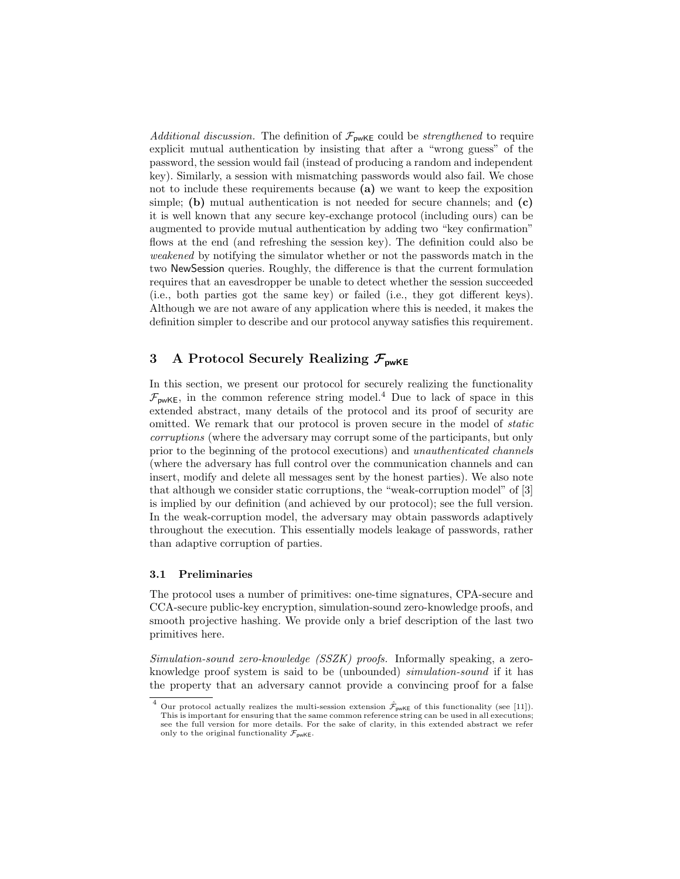*Additional discussion.* The definition of $\mathcal{F}_{\mathsf{pwKE}}$ could be *strengthened* to require explicit mutual authentication by insisting that after a "wrong guess" of the password, the session would fail (instead of producing a random and independent key). Similarly, a session with mismatching passwords would also fail. We chose not to include these requirements because **(a)** we want to keep the exposition simple; **(b)** mutual authentication is not needed for secure channels; and **(c)** it is well known that any secure key-exchange protocol (including ours) can be augmented to provide mutual authentication by adding two "key confirmation" flows at the end (and refreshing the session key). The definition could also be *weakened* by notifying the simulator whether or not the passwords match in the two NewSession queries. Roughly, the difference is that the current formulation requires that an eavesdropper be unable to detect whether the session succeeded (i.e., both parties got the same key) or failed (i.e., they got different keys). Although we are not aware of any application where this is needed, it makes the definition simpler to describe and our protocol anyway satisfies this requirement.

## 3 A Protocol Securely Realizing $\mathcal{F}_{\mathsf{pwKE}}$

In this section, we present our protocol for securely realizing the functionality $\mathcal{F}_{\mathsf{pwKE}}$, in the common reference string model.[4] Due to lack of space in this extended abstract, many details of the protocol and its proof of security are omitted. We remark that our protocol is proven secure in the model of *static corruptions* (where the adversary may corrupt some of the participants, but only prior to the beginning of the protocol executions) and *unauthenticated channels* (where the adversary has full control over the communication channels and can insert, modify and delete all messages sent by the honest parties). We also note that although we consider static corruptions, the "weak-corruption model" of [3] is implied by our definition (and achieved by our protocol); see the full version. In the weak-corruption model, the adversary may obtain passwords adaptively throughout the execution. This essentially models leakage of passwords, rather than adaptive corruption of parties.

### 3.1 Preliminaries

The protocol uses a number of primitives: one-time signatures, CPA-secure and CCA-secure public-key encryption, simulation-sound zero-knowledge proofs, and smooth projective hashing. We provide only a brief description of the last two primitives here.

*Simulation-sound zero-knowledge (SSZK) proofs.* Informally speaking, a zero-knowledge proof system is said to be (unbounded) *simulation-sound* if it has the property that an adversary cannot provide a convincing proof for a false

[4] Our protocol actually realizes the multi-session extension $\hat{\mathcal{F}}_{\mathsf{pwKE}}$ of this functionality (see [11]). This is important for ensuring that the same common reference string can be used in all executions; see the full version for more details. For the sake of clarity, in this extended abstract we refer only to the original functionality $\mathcal{F}_{\mathsf{pwKE}}$.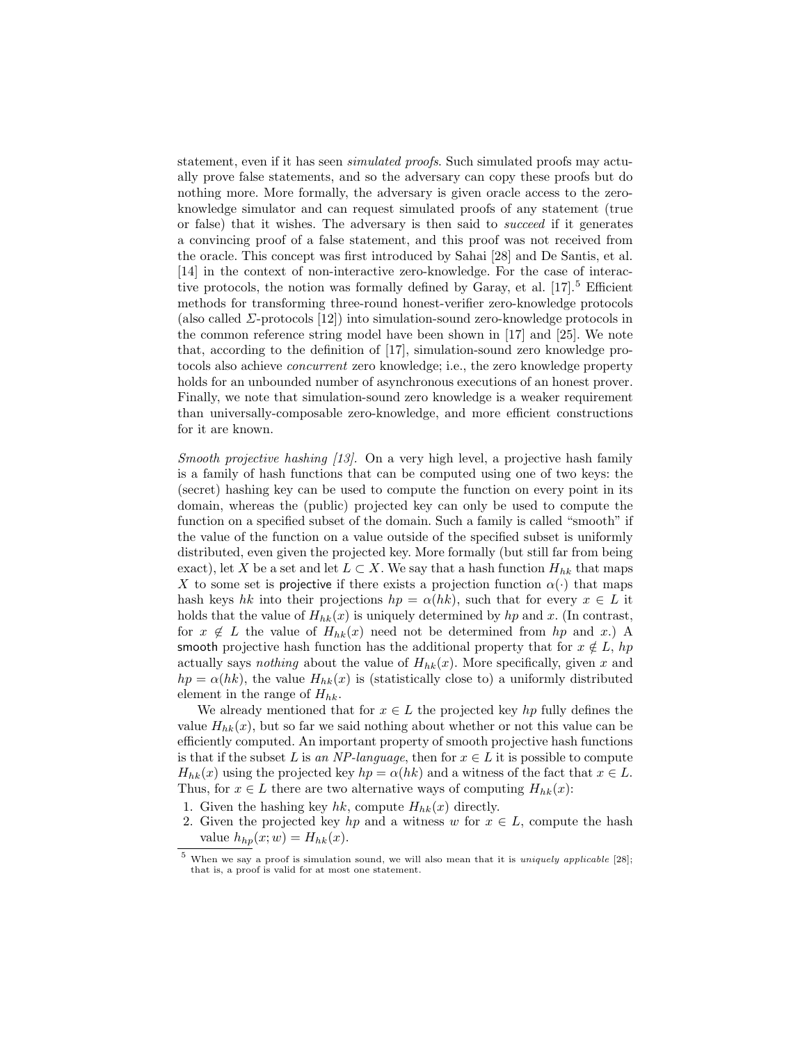statement, even if it has seen *simulated proofs*. Such simulated proofs may actually prove false statements, and so the adversary can copy these proofs but do nothing more. More formally, the adversary is given oracle access to the zero-knowledge simulator and can request simulated proofs of any statement (true or false) that it wishes. The adversary is then said to *succeed* if it generates a convincing proof of a false statement, and this proof was not received from the oracle. This concept was first introduced by Sahai [28] and De Santis, et al. [14] in the context of non-interactive zero-knowledge. For the case of interactive protocols, the notion was formally defined by Garay, et al. [17].[5] Efficient methods for transforming three-round honest-verifier zero-knowledge protocols (also called $\Sigma$-protocols [12]) into simulation-sound zero-knowledge protocols in the common reference string model have been shown in [17] and [25]. We note that, according to the definition of [17], simulation-sound zero knowledge protocols also achieve *concurrent* zero knowledge; i.e., the zero knowledge property holds for an unbounded number of asynchronous executions of an honest prover. Finally, we note that simulation-sound zero knowledge is a weaker requirement than universally-composable zero-knowledge, and more efficient constructions for it are known.

*Smooth projective hashing [13].* On a very high level, a projective hash family is a family of hash functions that can be computed using one of two keys: the (secret) hashing key can be used to compute the function on every point in its domain, whereas the (public) projected key can only be used to compute the function on a specified subset of the domain. Such a family is called "smooth" if the value of the function on a value outside of the specified subset is uniformly distributed, even given the projected key. More formally (but still far from being exact), let $X$ be a set and let $L \subset X$. We say that a hash function $H_{hk}$ that maps $X$ to some set is projective if there exists a projection function $\alpha(\cdot)$ that maps hash keys $hk$ into their projections $hp = \alpha(hk)$, such that for every $x \in L$ it holds that the value of $H_{hk}(x)$ is uniquely determined by $hp$ and $x$. (In contrast, for $x \notin L$ the value of $H_{hk}(x)$ need not be determined from $hp$ and $x$.) A smooth projective hash function has the additional property that for $x \notin L$, $hp$ actually says *nothing* about the value of $H_{hk}(x)$. More specifically, given $x$ and $hp = \alpha(hk)$, the value $H_{hk}(x)$ is (statistically close to) a uniformly distributed element in the range of $H_{hk}$.

We already mentioned that for $x \in L$ the projected key $hp$ fully defines the value $H_{hk}(x)$, but so far we said nothing about whether or not this value can be efficiently computed. An important property of smooth projective hash functions is that if the subset $L$ is *an NP-language*, then for $x \in L$ it is possible to compute $H_{hk}(x)$ using the projected key $hp = \alpha(hk)$ and a witness of the fact that $x \in L$. Thus, for $x \in L$ there are two alternative ways of computing $H_{hk}(x)$:

1. Given the hashing key $hk$, compute $H_{hk}(x)$ directly.
2. Given the projected key $hp$ and a witness $w$ for $x \in L$, compute the hash value $h_{hp}(x; w) = H_{hk}(x)$.

[5] When we say a proof is simulation sound, we will also mean that it is *uniquely applicable* [28]; that is, a proof is valid for at most one statement.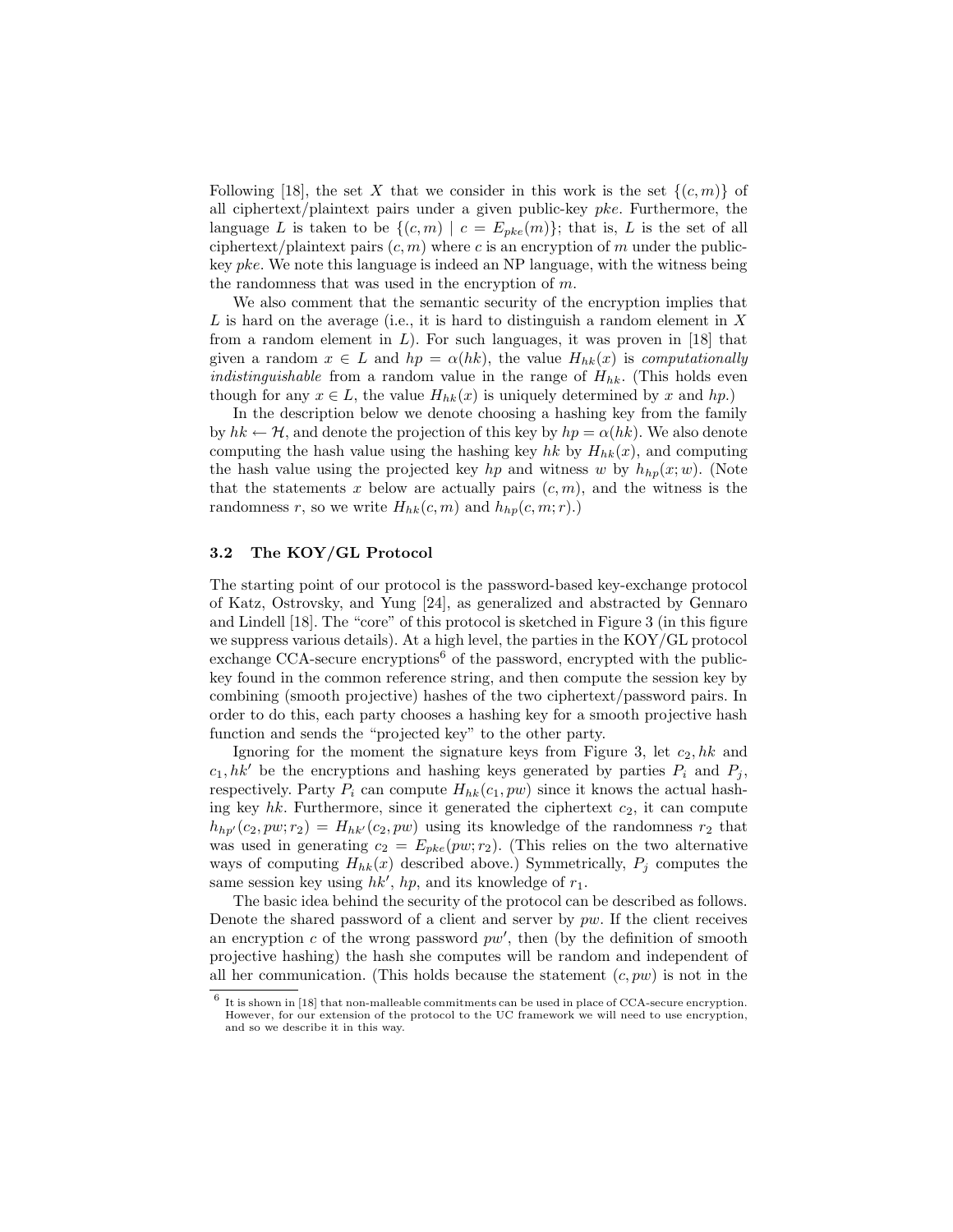Following [18], the set $X$ that we consider in this work is the set $\{(c, m)\}$ of all ciphertext/plaintext pairs under a given public-key $pke$. Furthermore, the language $L$ is taken to be $\{(c, m) \mid c = E_{pke}(m)\}$; that is, $L$ is the set of all ciphertext/plaintext pairs $(c, m)$ where $c$ is an encryption of $m$ under the public-key $pke$. We note this language is indeed an NP language, with the witness being the randomness that was used in the encryption of $m$.

We also comment that the semantic security of the encryption implies that $L$ is hard on the average (i.e., it is hard to distinguish a random element in $X$ from a random element in $L$). For such languages, it was proven in [18] that given a random $x \in L$ and $hp = \alpha(hk)$, the value $H_{hk}(x)$ is *computationally indistinguishable* from a random value in the range of $H_{hk}$. (This holds even though for any $x \in L$, the value $H_{hk}(x)$ is uniquely determined by $x$ and $hp$.)

In the description below we denote choosing a hashing key from the family by $hk \leftarrow \mathcal{H}$, and denote the projection of this key by $hp = \alpha(hk)$. We also denote computing the hash value using the hashing key $hk$ by $H_{hk}(x)$, and computing the hash value using the projected key $hp$ and witness $w$ by $h_{hp}(x; w)$. (Note that the statements $x$ below are actually pairs $(c, m)$, and the witness is the randomness $r$, so we write $H_{hk}(c, m)$ and $h_{hp}(c, m; r)$.)

### 3.2 The KOY/GL Protocol

The starting point of our protocol is the password-based key-exchange protocol of Katz, Ostrovsky, and Yung [24], as generalized and abstracted by Gennaro and Lindell [18]. The "core" of this protocol is sketched in Figure 3 (in this figure we suppress various details). At a high level, the parties in the KOY/GL protocol exchange CCA-secure encryptions[6] of the password, encrypted with the public-key found in the common reference string, and then compute the session key by combining (smooth projective) hashes of the two ciphertext/password pairs. In order to do this, each party chooses a hashing key for a smooth projective hash function and sends the "projected key" to the other party.

Ignoring for the moment the signature keys from Figure 3, let $c_2, hk$ and $c_1, hk'$ be the encryptions and hashing keys generated by parties $P_i$ and $P_j$, respectively. Party $P_i$ can compute $H_{hk}(c_1, pw)$ since it knows the actual hashing key $hk$. Furthermore, since it generated the ciphertext $c_2$, it can compute $h_{hp'}(c_2, pw; r_2) = H_{hk'}(c_2, pw)$ using its knowledge of the randomness $r_2$ that was used in generating $c_2 = E_{pke}(pw; r_2)$. (This relies on the two alternative ways of computing $H_{hk}(x)$ described above.) Symmetrically, $P_j$ computes the same session key using $hk'$, $hp$, and its knowledge of $r_1$.

The basic idea behind the security of the protocol can be described as follows. Denote the shared password of a client and server by $pw$. If the client receives an encryption $c$ of the wrong password $pw'$, then (by the definition of smooth projective hashing) the hash she computes will be random and independent of all her communication. (This holds because the statement $(c, pw)$ is not in the

[6] It is shown in [18] that non-malleable commitments can be used in place of CCA-secure encryption. However, for our extension of the protocol to the UC framework we will need to use encryption, and so we describe it in this way.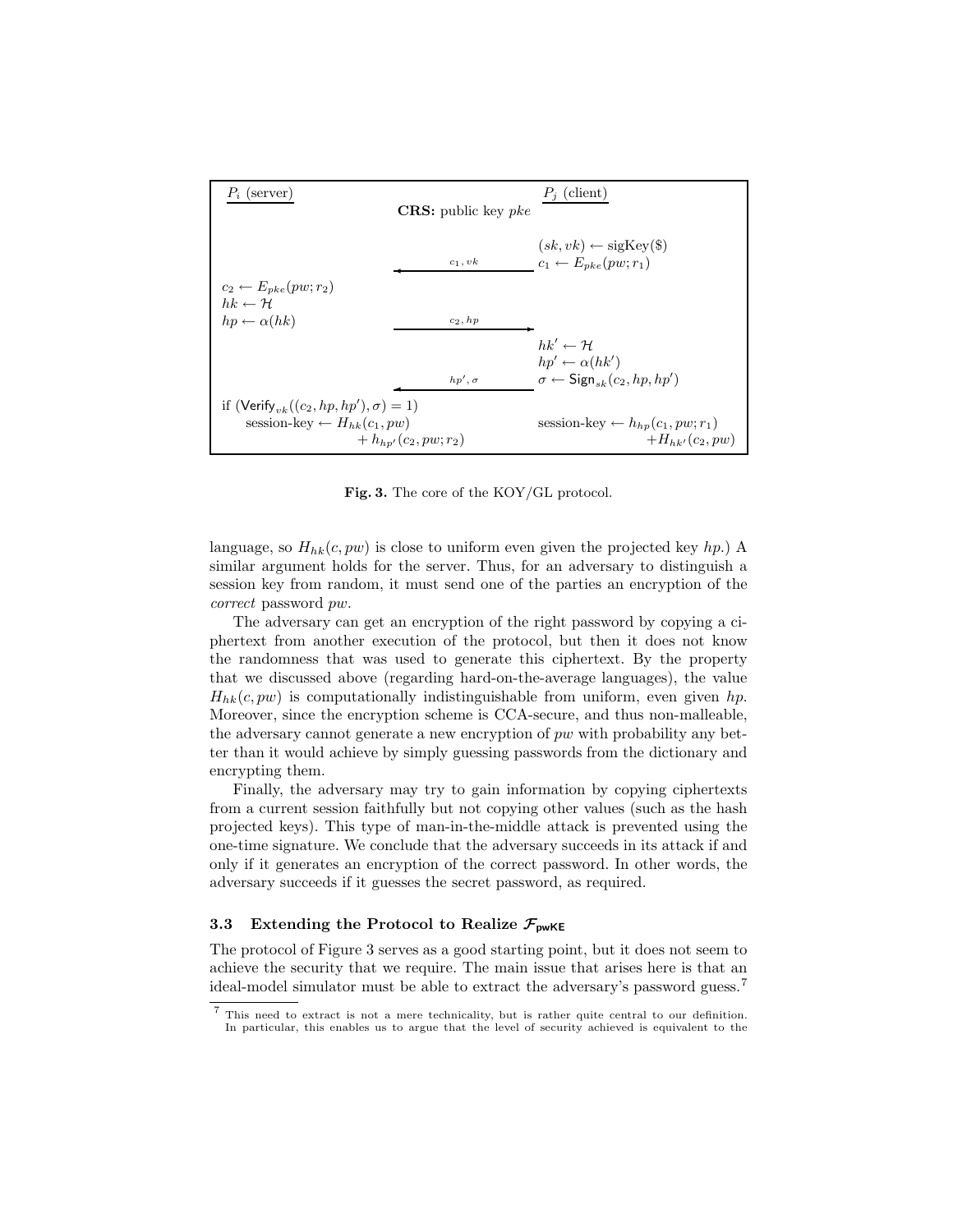| $P_i$ (server) | | $P_j$ (client) |
|---|---|---|
| | **CRS:** public key $pke$ | |
| | | $(sk, vk) \leftarrow \text{sigKey}(\$)$ |
| | $\xleftarrow{c_1, vk}$ | $c_1 \leftarrow E_{pke}(pw; r_1)$ |
| $c_2 \leftarrow E_{pke}(pw; r_2)$ | | |
| $hk \leftarrow \mathcal{H}$ | | |
| $hp \leftarrow \alpha(hk)$ | $\xrightarrow{c_2, hp}$ | |
| | | $hk' \leftarrow \mathcal{H}$ |
| | | $hp' \leftarrow \alpha(hk')$ |
| | $\xleftarrow{hp', \sigma}$ | $\sigma \leftarrow \mathsf{Sign}_{sk}(c_2, hp, hp')$ |
| if $(\mathsf{Verify}_{vk}((c_2, hp, hp'), \sigma) = 1)$ | | |
| session-key $\leftarrow H_{hk}(c_1, pw)$ | | session-key $\leftarrow h_{hp}(c_1, pw; r_1)$ |
| $+ h_{hp'}(c_2, pw; r_2)$ | | $+ H_{hk'}(c_2, pw)$ |

**Fig. 3.** The core of the KOY/GL protocol.

language, so $H_{hk}(c, pw)$ is close to uniform even given the projected key $hp$.) A similar argument holds for the server. Thus, for an adversary to distinguish a session key from random, it must send one of the parties an encryption of the *correct* password $pw$.

The adversary can get an encryption of the right password by copying a ciphertext from another execution of the protocol, but then it does not know the randomness that was used to generate this ciphertext. By the property that we discussed above (regarding hard-on-the-average languages), the value $H_{hk}(c, pw)$ is computationally indistinguishable from uniform, even given $hp$. Moreover, since the encryption scheme is CCA-secure, and thus non-malleable, the adversary cannot generate a new encryption of $pw$ with probability any better than it would achieve by simply guessing passwords from the dictionary and encrypting them.

Finally, the adversary may try to gain information by copying ciphertexts from a current session faithfully but not copying other values (such as the hash projected keys). This type of man-in-the-middle attack is prevented using the one-time signature. We conclude that the adversary succeeds in its attack if and only if it generates an encryption of the correct password. In other words, the adversary succeeds if it guesses the secret password, as required.

### 3.3 Extending the Protocol to Realize $\mathcal{F}_{\mathsf{pwKE}}$

The protocol of Figure 3 serves as a good starting point, but it does not seem to achieve the security that we require. The main issue that arises here is that an ideal-model simulator must be able to extract the adversary's password guess.[7]

[7] This need to extract is not a mere technicality, but is rather quite central to our definition. In particular, this enables us to argue that the level of security achieved is equivalent to the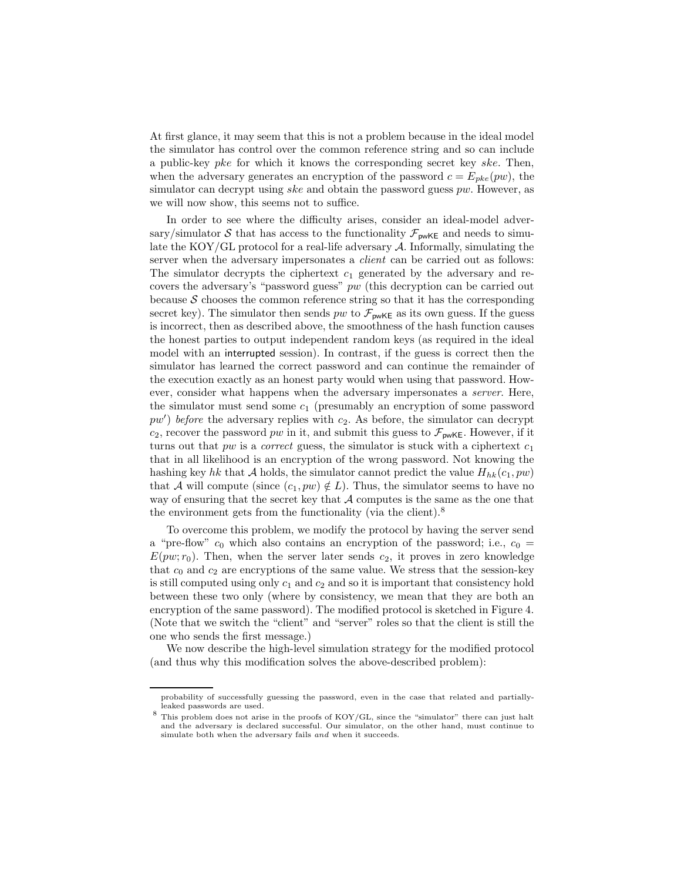At first glance, it may seem that this is not a problem because in the ideal model the simulator has control over the common reference string and so can include a public-key $pke$ for which it knows the corresponding secret key $ske$. Then, when the adversary generates an encryption of the password $c = E_{pke}(pw)$, the simulator can decrypt using $ske$ and obtain the password guess $pw$. However, as we will now show, this seems not to suffice.

In order to see where the difficulty arises, consider an ideal-model adversary/simulator $\mathcal{S}$ that has access to the functionality $\mathcal{F}_{\mathsf{pwKE}}$ and needs to simulate the KOY/GL protocol for a real-life adversary $\mathcal{A}$. Informally, simulating the server when the adversary impersonates a *client* can be carried out as follows: The simulator decrypts the ciphertext $c_1$ generated by the adversary and recovers the adversary's "password guess" $pw$ (this decryption can be carried out because $\mathcal{S}$ chooses the common reference string so that it has the corresponding secret key). The simulator then sends $pw$ to $\mathcal{F}_{\mathsf{pwKE}}$ as its own guess. If the guess is incorrect, then as described above, the smoothness of the hash function causes the honest parties to output independent random keys (as required in the ideal model with an interrupted session). In contrast, if the guess is correct then the simulator has learned the correct password and can continue the remainder of the execution exactly as an honest party would when using that password. However, consider what happens when the adversary impersonates a *server*. Here, the simulator must send some $c_1$ (presumably an encryption of some password $pw'$) *before* the adversary replies with $c_2$. As before, the simulator can decrypt $c_2$, recover the password $pw$ in it, and submit this guess to $\mathcal{F}_{\mathsf{pwKE}}$. However, if it turns out that $pw$ is a *correct* guess, the simulator is stuck with a ciphertext $c_1$ that in all likelihood is an encryption of the wrong password. Not knowing the hashing key $hk$ that $\mathcal{A}$ holds, the simulator cannot predict the value $H_{hk}(c_1, pw)$ that $\mathcal{A}$ will compute (since $(c_1, pw) \notin L$). Thus, the simulator seems to have no way of ensuring that the secret key that $\mathcal{A}$ computes is the same as the one that the environment gets from the functionality (via the client).[8]

To overcome this problem, we modify the protocol by having the server send a "pre-flow" $c_0$ which also contains an encryption of the password; i.e., $c_0 = E(pw; r_0)$. Then, when the server later sends $c_2$, it proves in zero knowledge that $c_0$ and $c_2$ are encryptions of the same value. We stress that the session-key is still computed using only $c_1$ and $c_2$ and so it is important that consistency hold between these two only (where by consistency, we mean that they are both an encryption of the same password). The modified protocol is sketched in Figure 4. (Note that we switch the "client" and "server" roles so that the client is still the one who sends the first message.)

We now describe the high-level simulation strategy for the modified protocol (and thus why this modification solves the above-described problem):

---

probability of successfully guessing the password, even in the case that related and partially-leaked passwords are used.

[8] This problem does not arise in the proofs of KOY/GL, since the "simulator" there can just halt and the adversary is declared successful. Our simulator, on the other hand, must continue to simulate both when the adversary fails *and* when it succeeds.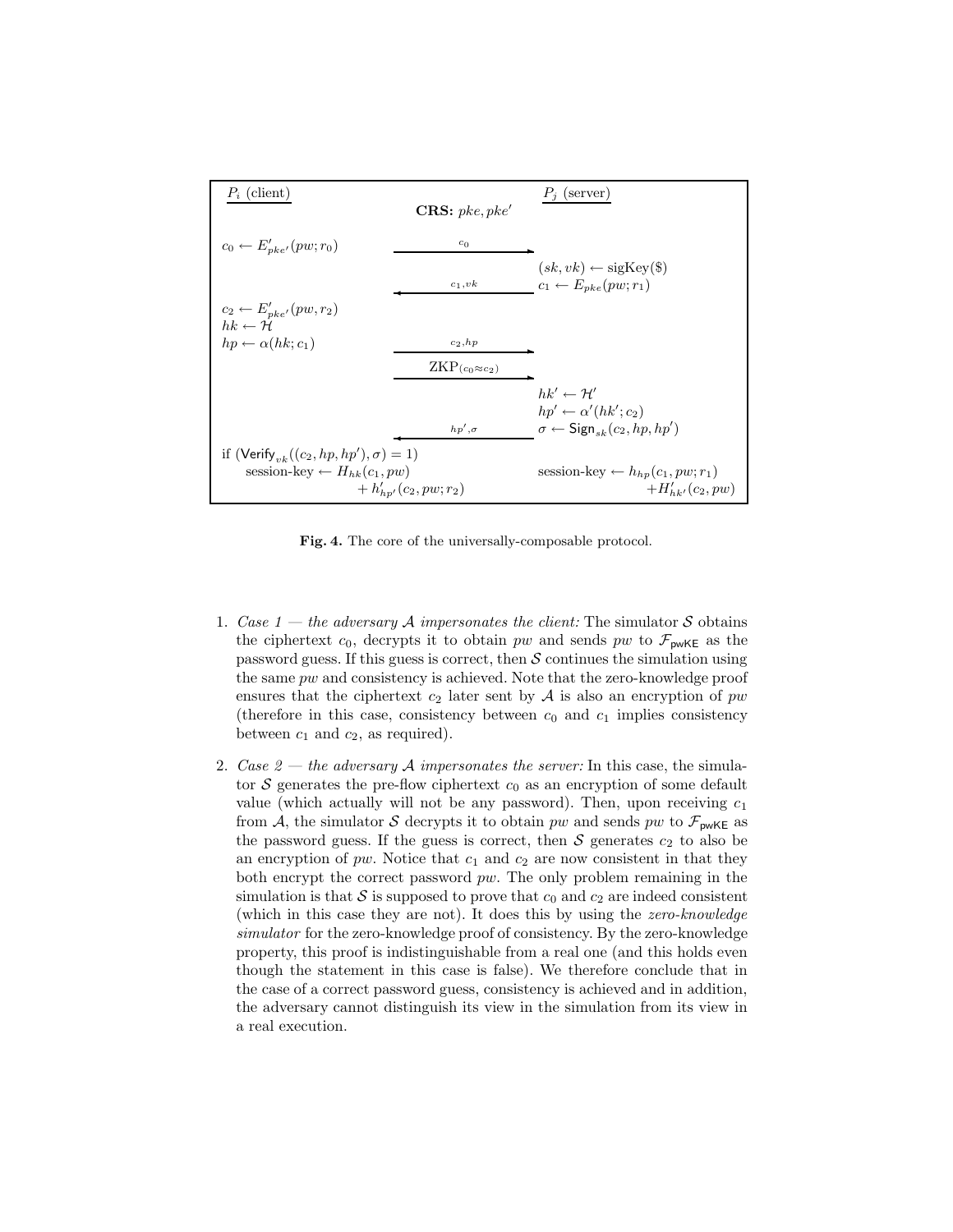| $P_i$ (client) | | $P_j$ (server) |
|---|---|---|
| | **CRS:** $pke, pke'$ | |
| $c_0 \leftarrow E'_{pke'}(pw; r_0)$ | $\xrightarrow{c_0}$ | |
| | | $(sk, vk) \leftarrow \text{sigKey}(\$)$ |
| | $\xleftarrow{c_1, vk}$ | $c_1 \leftarrow E_{pke}(pw; r_1)$ |
| $c_2 \leftarrow E'_{pke'}(pw, r_2)$ | | |
| $hk \leftarrow \mathcal{H}$ | | |
| $hp \leftarrow \alpha(hk; c_1)$ | $\xrightarrow{c_2, hp}$ | |
| | $\xrightarrow{\text{ZKP}_{(c_0 \approx c_2)}}$ | |
| | | $hk' \leftarrow \mathcal{H}'$ |
| | | $hp' \leftarrow \alpha'(hk'; c_2)$ |
| | $\xleftarrow{hp', \sigma}$ | $\sigma \leftarrow \mathsf{Sign}_{sk}(c_2, hp, hp')$ |
| if $(\mathsf{Verify}_{vk}((c_2, hp, hp'), \sigma) = 1)$ | | |
| session-key $\leftarrow H_{hk}(c_1, pw) + h'_{hp'}(c_2, pw; r_2)$ | | session-key $\leftarrow h_{hp}(c_1, pw; r_1) + H'_{hk'}(c_2, pw)$ |

**Fig. 4.** The core of the universally-composable protocol.

1. *Case 1 — the adversary $\mathcal{A}$ impersonates the client:* The simulator $\mathcal{S}$ obtains the ciphertext $c_0$, decrypts it to obtain $pw$ and sends $pw$ to $\mathcal{F}_{\mathsf{pwKE}}$ as the password guess. If this guess is correct, then $\mathcal{S}$ continues the simulation using the same $pw$ and consistency is achieved. Note that the zero-knowledge proof ensures that the ciphertext $c_2$ later sent by $\mathcal{A}$ is also an encryption of $pw$ (therefore in this case, consistency between $c_0$ and $c_1$ implies consistency between $c_1$ and $c_2$, as required).

2. *Case 2 — the adversary $\mathcal{A}$ impersonates the server:* In this case, the simulator $\mathcal{S}$ generates the pre-flow ciphertext $c_0$ as an encryption of some default value (which actually will not be any password). Then, upon receiving $c_1$ from $\mathcal{A}$, the simulator $\mathcal{S}$ decrypts it to obtain $pw$ and sends $pw$ to $\mathcal{F}_{\mathsf{pwKE}}$ as the password guess. If the guess is correct, then $\mathcal{S}$ generates $c_2$ to also be an encryption of $pw$. Notice that $c_1$ and $c_2$ are now consistent in that they both encrypt the correct password $pw$. The only problem remaining in the simulation is that $\mathcal{S}$ is supposed to prove that $c_0$ and $c_2$ are indeed consistent (which in this case they are not). It does this by using the *zero-knowledge simulator* for the zero-knowledge proof of consistency. By the zero-knowledge property, this proof is indistinguishable from a real one (and this holds even though the statement in this case is false). We therefore conclude that in the case of a correct password guess, consistency is achieved and in addition, the adversary cannot distinguish its view in the simulation from its view in a real execution.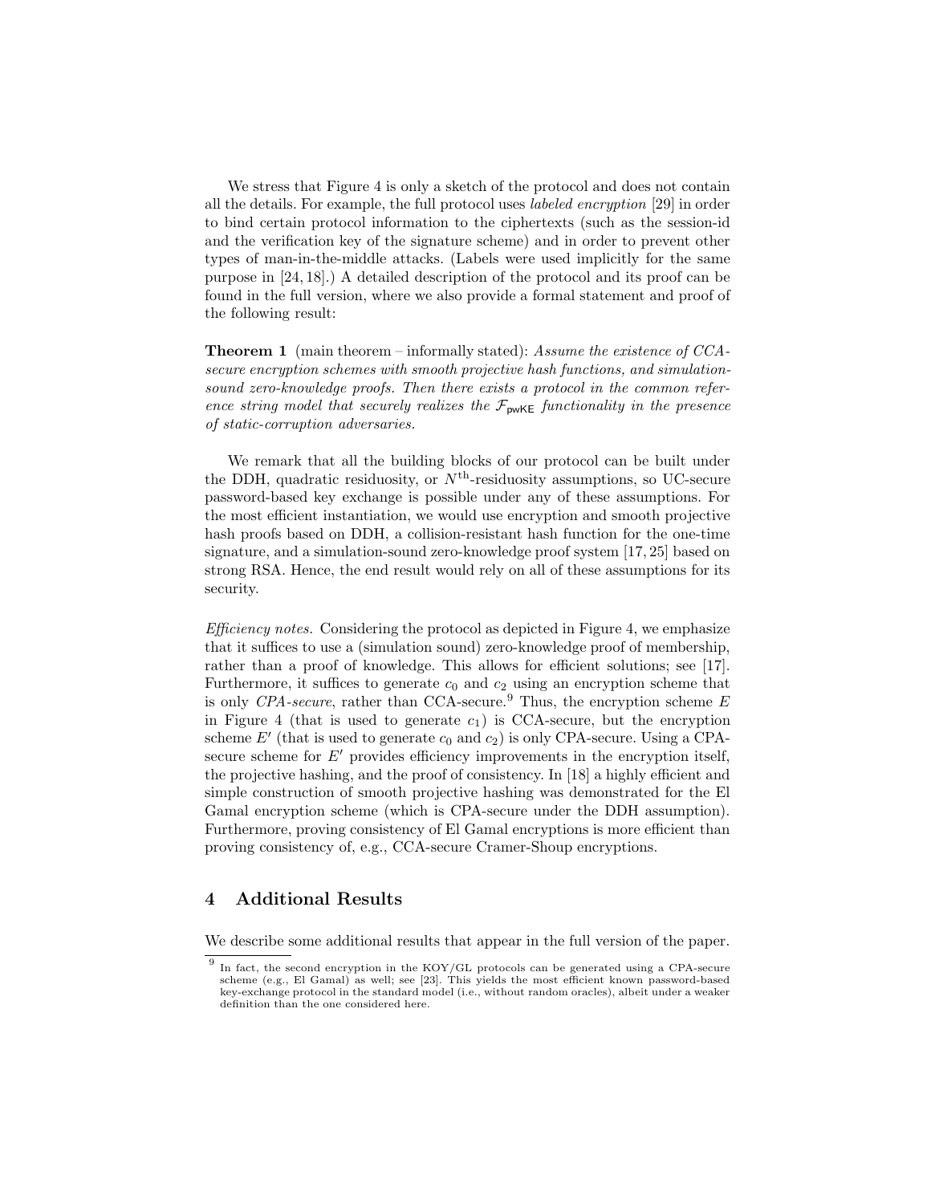We stress that Figure 4 is only a sketch of the protocol and does not contain all the details. For example, the full protocol uses *labeled encryption* [29] in order to bind certain protocol information to the ciphertexts (such as the session-id and the verification key of the signature scheme) and in order to prevent other types of man-in-the-middle attacks. (Labels were used implicitly for the same purpose in [24, 18].) A detailed description of the protocol and its proof can be found in the full version, where we also provide a formal statement and proof of the following result:

**Theorem 1** (main theorem – informally stated): *Assume the existence of CCA-secure encryption schemes with smooth projective hash functions, and simulation-sound zero-knowledge proofs. Then there exists a protocol in the common reference string model that securely realizes the $\mathcal{F}_{\mathsf{pwKE}}$ functionality in the presence of static-corruption adversaries.*

We remark that all the building blocks of our protocol can be built under the DDH, quadratic residuosity, or $N^{\text{th}}$-residuosity assumptions, so UC-secure password-based key exchange is possible under any of these assumptions. For the most efficient instantiation, we would use encryption and smooth projective hash proofs based on DDH, a collision-resistant hash function for the one-time signature, and a simulation-sound zero-knowledge proof system [17, 25] based on strong RSA. Hence, the end result would rely on all of these assumptions for its security.

*Efficiency notes.* Considering the protocol as depicted in Figure 4, we emphasize that it suffices to use a (simulation sound) zero-knowledge proof of membership, rather than a proof of knowledge. This allows for efficient solutions; see [17]. Furthermore, it suffices to generate $c_0$ and $c_2$ using an encryption scheme that is only *CPA-secure*, rather than CCA-secure.[9] Thus, the encryption scheme $E$ in Figure 4 (that is used to generate $c_1$) is CCA-secure, but the encryption scheme $E'$ (that is used to generate $c_0$ and $c_2$) is only CPA-secure. Using a CPA-secure scheme for $E'$ provides efficiency improvements in the encryption itself, the projective hashing, and the proof of consistency. In [18] a highly efficient and simple construction of smooth projective hashing was demonstrated for the El Gamal encryption scheme (which is CPA-secure under the DDH assumption). Furthermore, proving consistency of El Gamal encryptions is more efficient than proving consistency of, e.g., CCA-secure Cramer-Shoup encryptions.

## 4 Additional Results

We describe some additional results that appear in the full version of the paper.

[9] In fact, the second encryption in the KOY/GL protocols can be generated using a CPA-secure scheme (e.g., El Gamal) as well; see [23]. This yields the most efficient known password-based key-exchange protocol in the standard model (i.e., without random oracles), albeit under a weaker definition than the one considered here.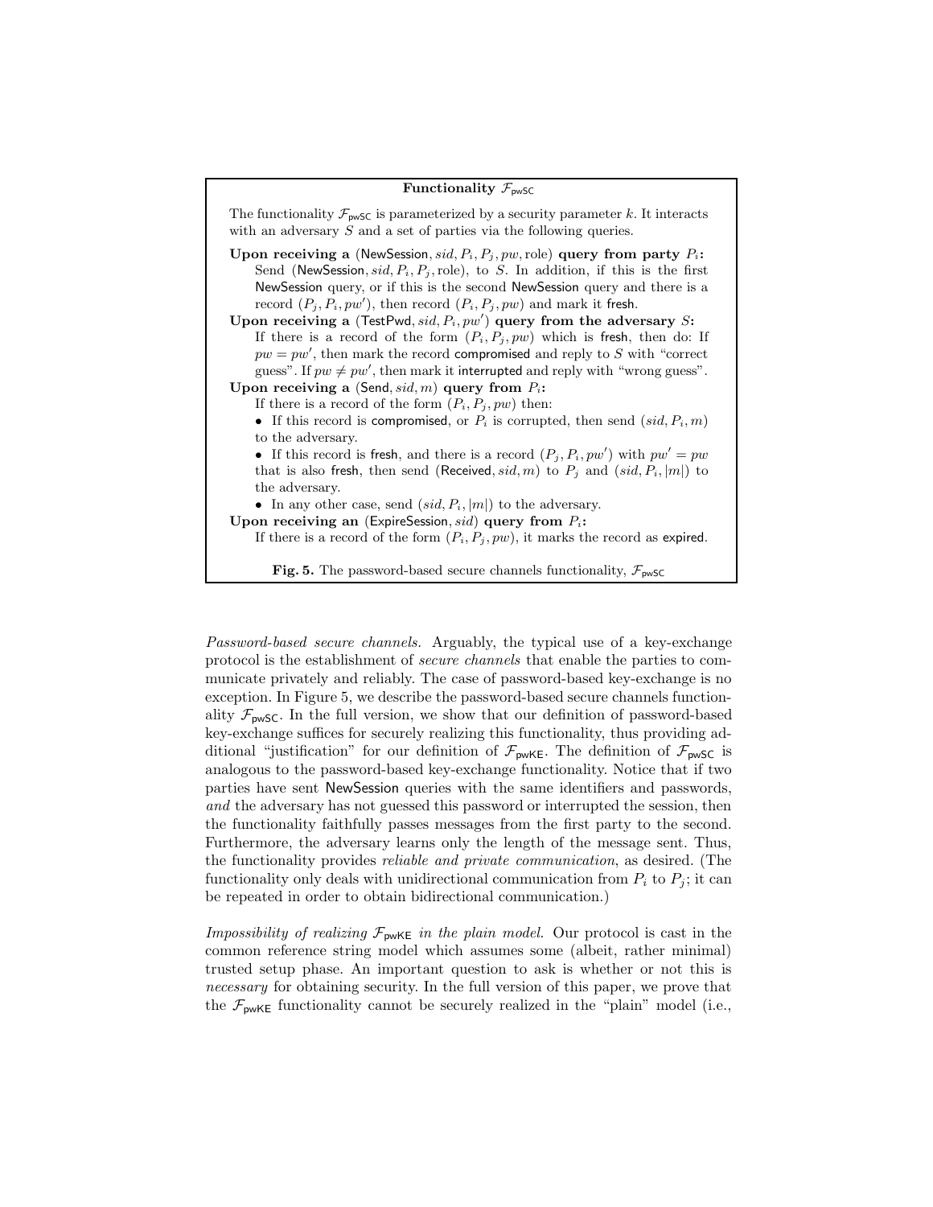**Functionality $\mathcal{F}_{\mathsf{pwSC}}$**

The functionality $\mathcal{F}_{\mathsf{pwSC}}$ is parameterized by a security parameter $k$. It interacts with an adversary $S$ and a set of parties via the following queries.

**Upon receiving a** ($\mathsf{NewSession}, sid, P_i, P_j, pw, \text{role}$) **query from party** $P_i$**:**
Send ($\mathsf{NewSession}, sid, P_i, P_j, \text{role}$), to $S$. In addition, if this is the first $\mathsf{NewSession}$ query, or if this is the second $\mathsf{NewSession}$ query and there is a record $(P_j, P_i, pw')$, then record $(P_i, P_j, pw)$ and mark it $\mathsf{fresh}$.

**Upon receiving a** ($\mathsf{TestPwd}, sid, P_i, pw'$) **query from the adversary** $S$**:**
If there is a record of the form $(P_i, P_j, pw)$ which is $\mathsf{fresh}$, then do: If $pw = pw'$, then mark the record $\mathsf{compromised}$ and reply to $S$ with "correct guess". If $pw \neq pw'$, then mark it $\mathsf{interrupted}$ and reply with "wrong guess".

**Upon receiving a** ($\mathsf{Send}, sid, m$) **query from** $P_i$**:**
If there is a record of the form $(P_i, P_j, pw)$ then:

- If this record is $\mathsf{compromised}$, or $P_i$ is corrupted, then send $(sid, P_i, m)$ to the adversary.
- If this record is $\mathsf{fresh}$, and there is a record $(P_j, P_i, pw')$ with $pw' = pw$ that is also $\mathsf{fresh}$, then send ($\mathsf{Received}, sid, m$) to $P_j$ and $(sid, P_i, |m|)$ to the adversary.
- In any other case, send $(sid, P_i, |m|)$ to the adversary.

**Upon receiving an** ($\mathsf{ExpireSession}, sid$) **query from** $P_i$**:**
If there is a record of the form $(P_i, P_j, pw)$, it marks the record as $\mathsf{expired}$.

**Fig. 5.** The password-based secure channels functionality, $\mathcal{F}_{\mathsf{pwSC}}$

*Password-based secure channels.* Arguably, the typical use of a key-exchange protocol is the establishment of *secure channels* that enable the parties to communicate privately and reliably. The case of password-based key-exchange is no exception. In Figure 5, we describe the password-based secure channels functionality $\mathcal{F}_{\mathsf{pwSC}}$. In the full version, we show that our definition of password-based key-exchange suffices for securely realizing this functionality, thus providing additional "justification" for our definition of $\mathcal{F}_{\mathsf{pwKE}}$. The definition of $\mathcal{F}_{\mathsf{pwSC}}$ is analogous to the password-based key-exchange functionality. Notice that if two parties have sent $\mathsf{NewSession}$ queries with the same identifiers and passwords, *and* the adversary has not guessed this password or interrupted the session, then the functionality faithfully passes messages from the first party to the second. Furthermore, the adversary learns only the length of the message sent. Thus, the functionality provides *reliable and private communication*, as desired. (The functionality only deals with unidirectional communication from $P_i$ to $P_j$; it can be repeated in order to obtain bidirectional communication.)

*Impossibility of realizing $\mathcal{F}_{\mathsf{pwKE}}$ in the plain model.* Our protocol is cast in the common reference string model which assumes some (albeit, rather minimal) trusted setup phase. An important question to ask is whether or not this is *necessary* for obtaining security. In the full version of this paper, we prove that the $\mathcal{F}_{\mathsf{pwKE}}$ functionality cannot be securely realized in the "plain" model (i.e.,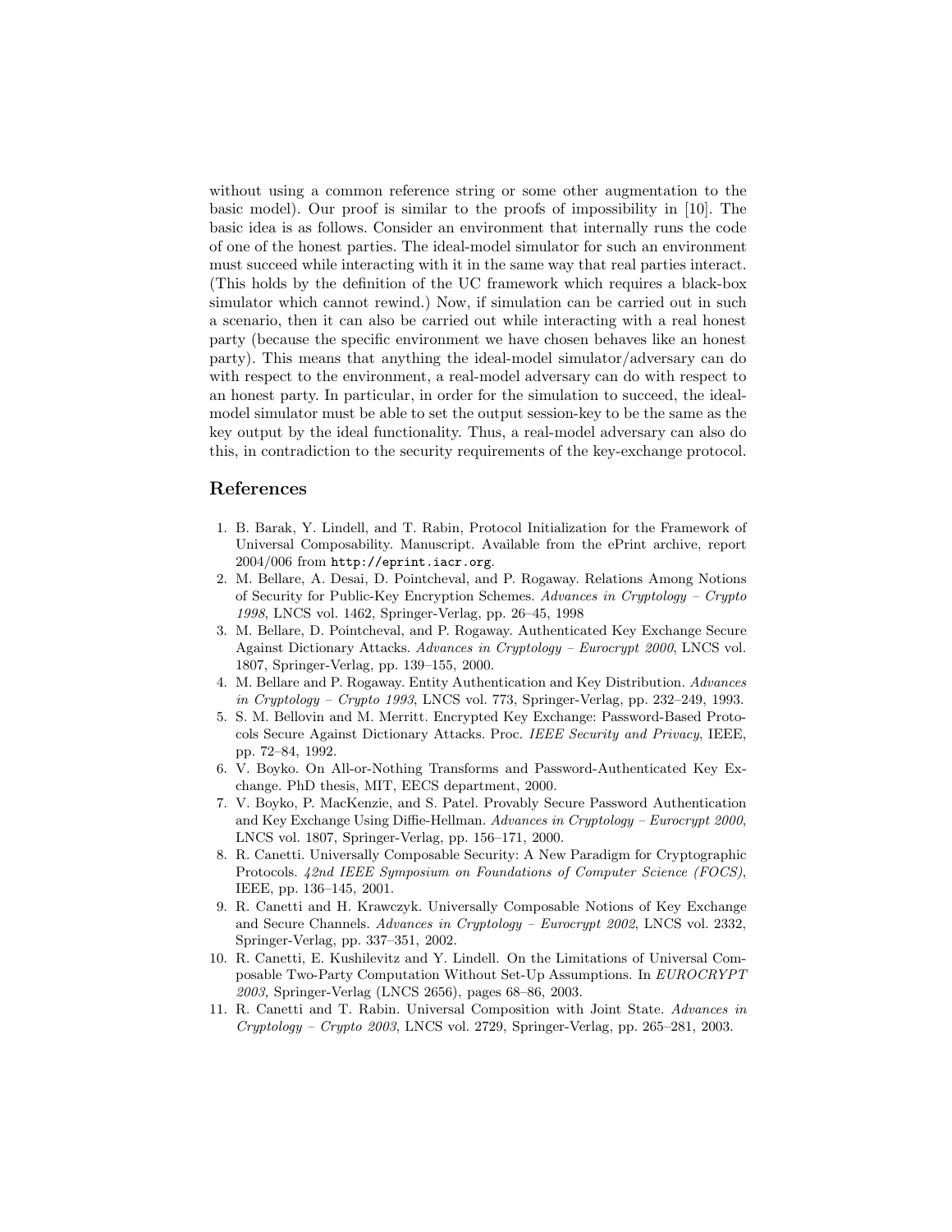without using a common reference string or some other augmentation to the basic model). Our proof is similar to the proofs of impossibility in [10]. The basic idea is as follows. Consider an environment that internally runs the code of one of the honest parties. The ideal-model simulator for such an environment must succeed while interacting with it in the same way that real parties interact. (This holds by the definition of the UC framework which requires a black-box simulator which cannot rewind.) Now, if simulation can be carried out in such a scenario, then it can also be carried out while interacting with a real honest party (because the specific environment we have chosen behaves like an honest party). This means that anything the ideal-model simulator/adversary can do with respect to the environment, a real-model adversary can do with respect to an honest party. In particular, in order for the simulation to succeed, the ideal-model simulator must be able to set the output session-key to be the same as the key output by the ideal functionality. Thus, a real-model adversary can also do this, in contradiction to the security requirements of the key-exchange protocol.

## References

1. B. Barak, Y. Lindell, and T. Rabin, Protocol Initialization for the Framework of Universal Composability. Manuscript. Available from the ePrint archive, report 2004/006 from `http://eprint.iacr.org`.
2. M. Bellare, A. Desai, D. Pointcheval, and P. Rogaway. Relations Among Notions of Security for Public-Key Encryption Schemes. *Advances in Cryptology – Crypto 1998*, LNCS vol. 1462, Springer-Verlag, pp. 26–45, 1998
3. M. Bellare, D. Pointcheval, and P. Rogaway. Authenticated Key Exchange Secure Against Dictionary Attacks. *Advances in Cryptology – Eurocrypt 2000*, LNCS vol. 1807, Springer-Verlag, pp. 139–155, 2000.
4. M. Bellare and P. Rogaway. Entity Authentication and Key Distribution. *Advances in Cryptology – Crypto 1993*, LNCS vol. 773, Springer-Verlag, pp. 232–249, 1993.
5. S. M. Bellovin and M. Merritt. Encrypted Key Exchange: Password-Based Protocols Secure Against Dictionary Attacks. Proc. *IEEE Security and Privacy*, IEEE, pp. 72–84, 1992.
6. V. Boyko. On All-or-Nothing Transforms and Password-Authenticated Key Exchange. PhD thesis, MIT, EECS department, 2000.
7. V. Boyko, P. MacKenzie, and S. Patel. Provably Secure Password Authentication and Key Exchange Using Diffie-Hellman. *Advances in Cryptology – Eurocrypt 2000*, LNCS vol. 1807, Springer-Verlag, pp. 156–171, 2000.
8. R. Canetti. Universally Composable Security: A New Paradigm for Cryptographic Protocols. *42nd IEEE Symposium on Foundations of Computer Science (FOCS)*, IEEE, pp. 136–145, 2001.
9. R. Canetti and H. Krawczyk. Universally Composable Notions of Key Exchange and Secure Channels. *Advances in Cryptology – Eurocrypt 2002*, LNCS vol. 2332, Springer-Verlag, pp. 337–351, 2002.
10. R. Canetti, E. Kushilevitz and Y. Lindell. On the Limitations of Universal Composable Two-Party Computation Without Set-Up Assumptions. In *EUROCRYPT 2003,* Springer-Verlag (LNCS 2656), pages 68–86, 2003.
11. R. Canetti and T. Rabin. Universal Composition with Joint State. *Advances in Cryptology – Crypto 2003*, LNCS vol. 2729, Springer-Verlag, pp. 265–281, 2003.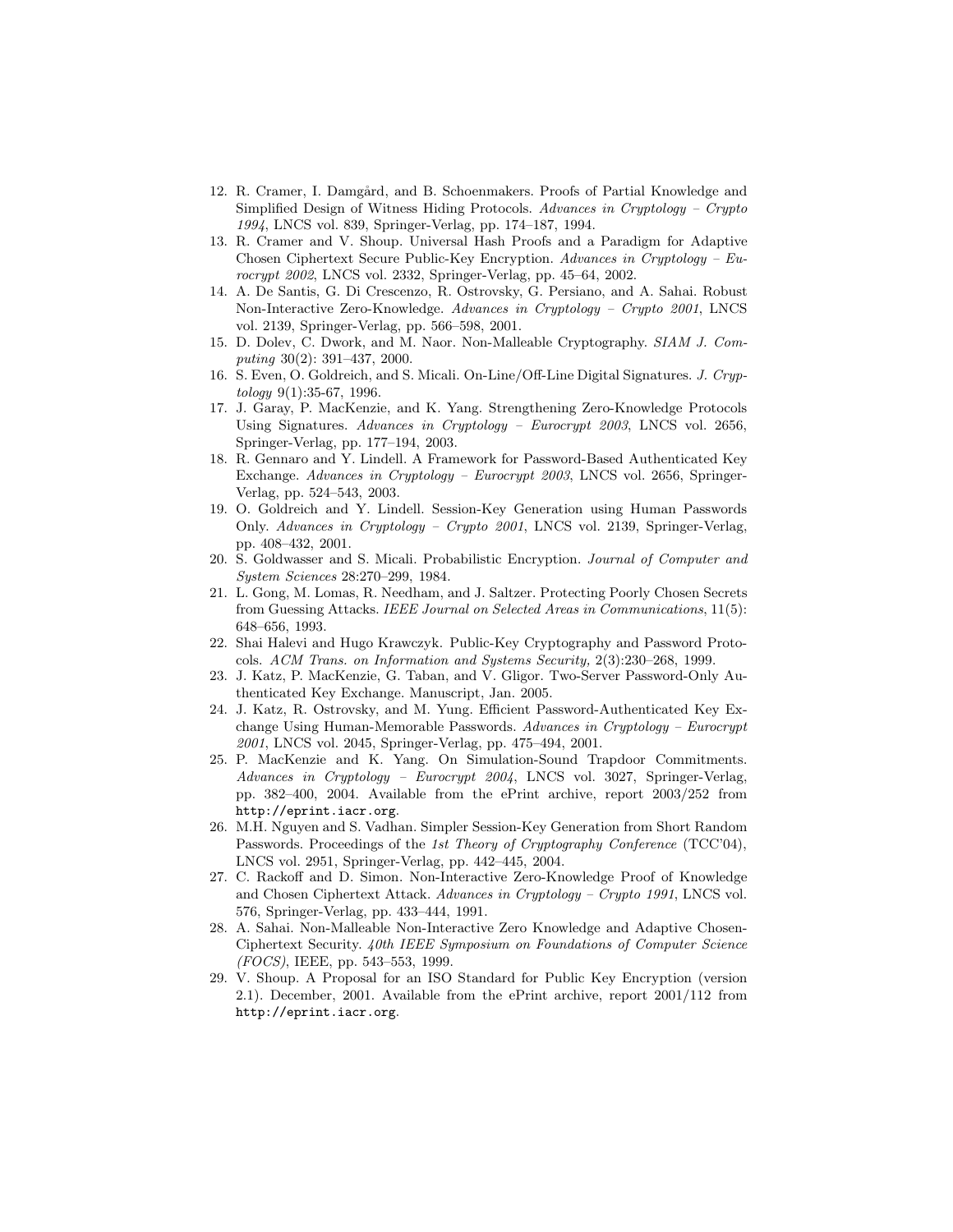12. R. Cramer, I. Damgård, and B. Schoenmakers. Proofs of Partial Knowledge and Simplified Design of Witness Hiding Protocols. *Advances in Cryptology – Crypto 1994*, LNCS vol. 839, Springer-Verlag, pp. 174–187, 1994.
13. R. Cramer and V. Shoup. Universal Hash Proofs and a Paradigm for Adaptive Chosen Ciphertext Secure Public-Key Encryption. *Advances in Cryptology – Eurocrypt 2002*, LNCS vol. 2332, Springer-Verlag, pp. 45–64, 2002.
14. A. De Santis, G. Di Crescenzo, R. Ostrovsky, G. Persiano, and A. Sahai. Robust Non-Interactive Zero-Knowledge. *Advances in Cryptology – Crypto 2001*, LNCS vol. 2139, Springer-Verlag, pp. 566–598, 2001.
15. D. Dolev, C. Dwork, and M. Naor. Non-Malleable Cryptography. *SIAM J. Computing* 30(2): 391–437, 2000.
16. S. Even, O. Goldreich, and S. Micali. On-Line/Off-Line Digital Signatures. *J. Cryptology* 9(1):35-67, 1996.
17. J. Garay, P. MacKenzie, and K. Yang. Strengthening Zero-Knowledge Protocols Using Signatures. *Advances in Cryptology – Eurocrypt 2003*, LNCS vol. 2656, Springer-Verlag, pp. 177–194, 2003.
18. R. Gennaro and Y. Lindell. A Framework for Password-Based Authenticated Key Exchange. *Advances in Cryptology – Eurocrypt 2003*, LNCS vol. 2656, Springer-Verlag, pp. 524–543, 2003.
19. O. Goldreich and Y. Lindell. Session-Key Generation using Human Passwords Only. *Advances in Cryptology – Crypto 2001*, LNCS vol. 2139, Springer-Verlag, pp. 408–432, 2001.
20. S. Goldwasser and S. Micali. Probabilistic Encryption. *Journal of Computer and System Sciences* 28:270–299, 1984.
21. L. Gong, M. Lomas, R. Needham, and J. Saltzer. Protecting Poorly Chosen Secrets from Guessing Attacks. *IEEE Journal on Selected Areas in Communications*, 11(5): 648–656, 1993.
22. Shai Halevi and Hugo Krawczyk. Public-Key Cryptography and Password Protocols. *ACM Trans. on Information and Systems Security,* 2(3):230–268, 1999.
23. J. Katz, P. MacKenzie, G. Taban, and V. Gligor. Two-Server Password-Only Authenticated Key Exchange. Manuscript, Jan. 2005.
24. J. Katz, R. Ostrovsky, and M. Yung. Efficient Password-Authenticated Key Exchange Using Human-Memorable Passwords. *Advances in Cryptology – Eurocrypt 2001*, LNCS vol. 2045, Springer-Verlag, pp. 475–494, 2001.
25. P. MacKenzie and K. Yang. On Simulation-Sound Trapdoor Commitments. *Advances in Cryptology – Eurocrypt 2004*, LNCS vol. 3027, Springer-Verlag, pp. 382–400, 2004. Available from the ePrint archive, report 2003/252 from `http://eprint.iacr.org`.
26. M.H. Nguyen and S. Vadhan. Simpler Session-Key Generation from Short Random Passwords. Proceedings of the *1st Theory of Cryptography Conference* (TCC'04), LNCS vol. 2951, Springer-Verlag, pp. 442–445, 2004.
27. C. Rackoff and D. Simon. Non-Interactive Zero-Knowledge Proof of Knowledge and Chosen Ciphertext Attack. *Advances in Cryptology – Crypto 1991*, LNCS vol. 576, Springer-Verlag, pp. 433–444, 1991.
28. A. Sahai. Non-Malleable Non-Interactive Zero Knowledge and Adaptive Chosen-Ciphertext Security. *40th IEEE Symposium on Foundations of Computer Science (FOCS)*, IEEE, pp. 543–553, 1999.
29. V. Shoup. A Proposal for an ISO Standard for Public Key Encryption (version 2.1). December, 2001. Available from the ePrint archive, report 2001/112 from `http://eprint.iacr.org`.